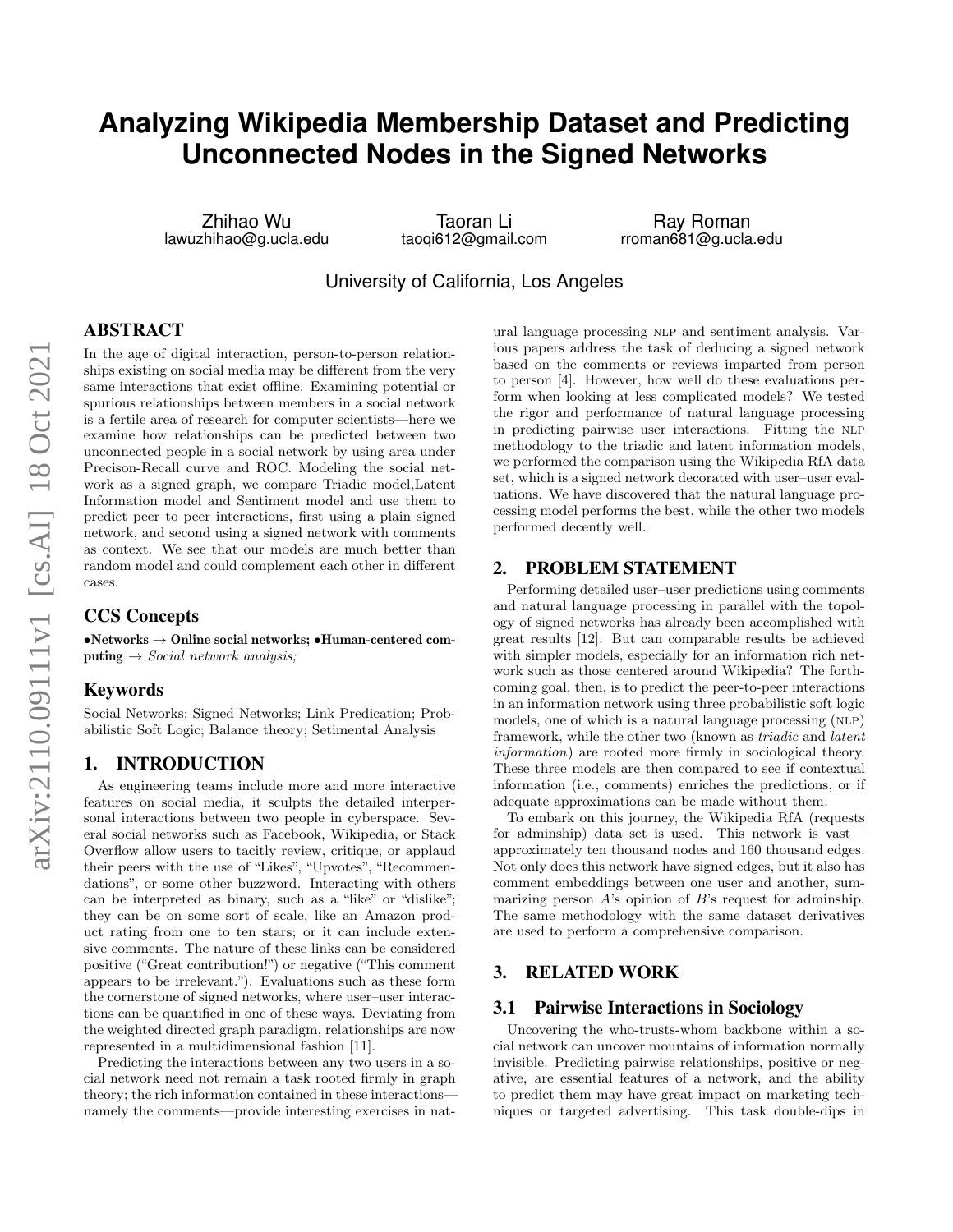# Analyzing Wikipedia Membership Dataset and Predicting Unconnected Nodes in the Signed Networks

Zhihao Wu
lawuzhihao@g.ucla.edu

Taoran Li
taoqi612@gmail.com

Ray Roman
rroman681@g.ucla.edu

University of California, Los Angeles

## ABSTRACT

In the age of digital interaction, person-to-person relationships existing on social media may be different from the very same interactions that exist offline. Examining potential or spurious relationships between members in a social network is a fertile area of research for computer scientists—here we examine how relationships can be predicted between two unconnected people in a social network by using area under Precison-Recall curve and ROC. Modeling the social network as a signed graph, we compare Triadic model,Latent Information model and Sentiment model and use them to predict peer to peer interactions, first using a plain signed network, and second using a signed network with comments as context. We see that our models are much better than random model and could complement each other in different cases.

## CCS Concepts

•**Networks** → **Online social networks;** •**Human-centered computing** → *Social network analysis;*

## Keywords

Social Networks; Signed Networks; Link Predication; Probabilistic Soft Logic; Balance theory; Setimental Analysis

## 1. INTRODUCTION

As engineering teams include more and more interactive features on social media, it sculpts the detailed interpersonal interactions between two people in cyberspace. Several social networks such as Facebook, Wikipedia, or Stack Overflow allow users to tacitly review, critique, or applaud their peers with the use of "Likes", "Upvotes", "Recommendations", or some other buzzword. Interacting with others can be interpreted as binary, such as a "like" or "dislike"; they can be on some sort of scale, like an Amazon product rating from one to ten stars; or it can include extensive comments. The nature of these links can be considered positive ("Great contribution!") or negative ("This comment appears to be irrelevant."). Evaluations such as these form the cornerstone of signed networks, where user–user interactions can be quantified in one of these ways. Deviating from the weighted directed graph paradigm, relationships are now represented in a multidimensional fashion [11].

Predicting the interactions between any two users in a social network need not remain a task rooted firmly in graph theory; the rich information contained in these interactions—namely the comments—provide interesting exercises in natural language processing NLP and sentiment analysis. Various papers address the task of deducing a signed network based on the comments or reviews imparted from person to person [4]. However, how well do these evaluations perform when looking at less complicated models? We tested the rigor and performance of natural language processing in predicting pairwise user interactions. Fitting the NLP methodology to the triadic and latent information models, we performed the comparison using the Wikipedia RfA data set, which is a signed network decorated with user–user evaluations. We have discovered that the natural language processing model performs the best, while the other two models performed decently well.

## 2. PROBLEM STATEMENT

Performing detailed user–user predictions using comments and natural language processing in parallel with the topology of signed networks has already been accomplished with great results [12]. But can comparable results be achieved with simpler models, especially for an information rich network such as those centered around Wikipedia? The forthcoming goal, then, is to predict the peer-to-peer interactions in an information network using three probabilistic soft logic models, one of which is a natural language processing (NLP) framework, while the other two (known as *triadic* and *latent information*) are rooted more firmly in sociological theory. These three models are then compared to see if contextual information (i.e., comments) enriches the predictions, or if adequate approximations can be made without them.

To embark on this journey, the Wikipedia RfA (requests for adminship) data set is used. This network is vast—approximately ten thousand nodes and 160 thousand edges. Not only does this network have signed edges, but it also has comment embeddings between one user and another, summarizing person $A$'s opinion of $B$'s request for adminship. The same methodology with the same dataset derivatives are used to perform a comprehensive comparison.

## 3. RELATED WORK

### 3.1 Pairwise Interactions in Sociology

Uncovering the who-trusts-whom backbone within a social network can uncover mountains of information normally invisible. Predicting pairwise relationships, positive or negative, are essential features of a network, and the ability to predict them may have great impact on marketing techniques or targeted advertising. This task double-dips in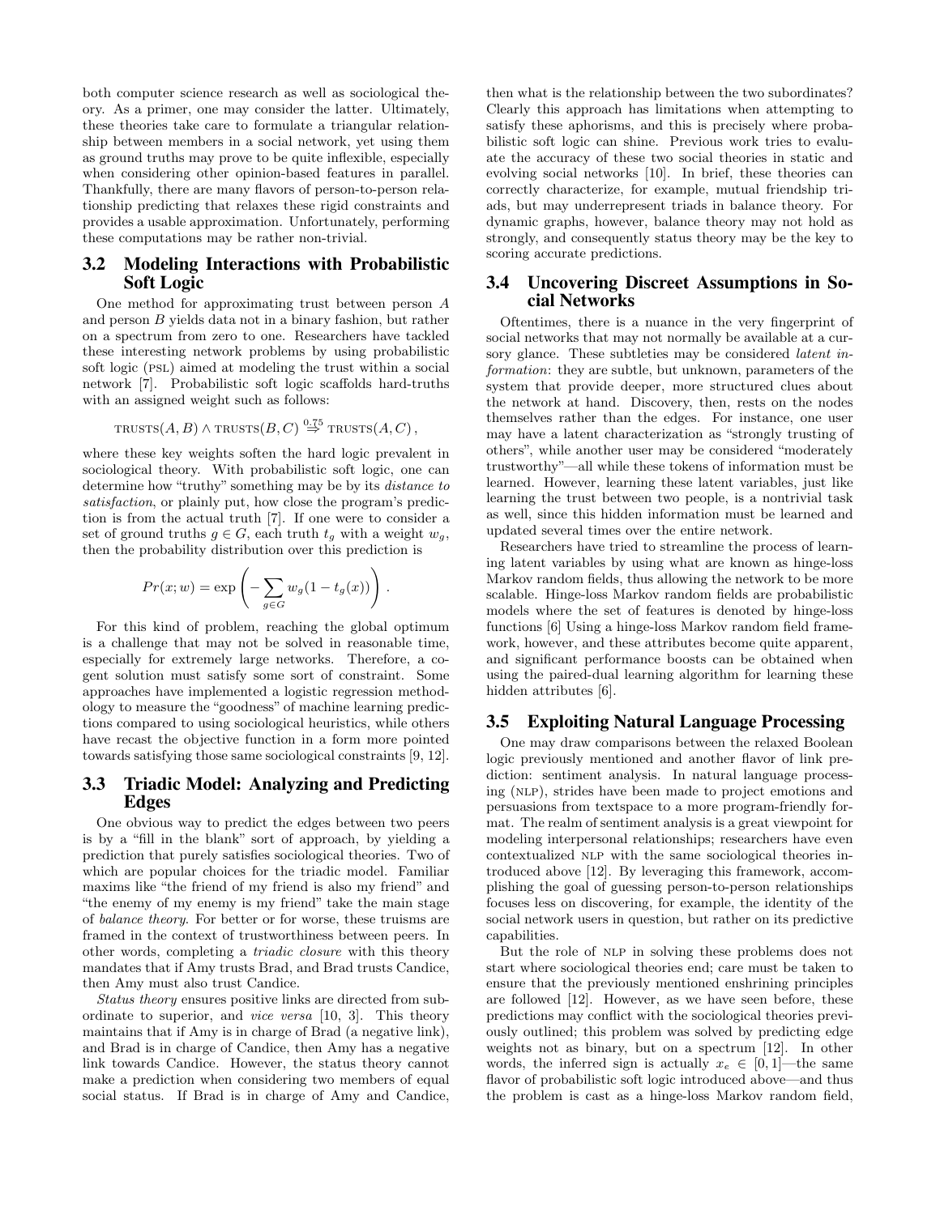both computer science research as well as sociological theory. As a primer, one may consider the latter. Ultimately, these theories take care to formulate a triangular relationship between members in a social network, yet using them as ground truths may prove to be quite inflexible, especially when considering other opinion-based features in parallel. Thankfully, there are many flavors of person-to-person relationship predicting that relaxes these rigid constraints and provides a usable approximation. Unfortunately, performing these computations may be rather non-trivial.

## 3.2 Modeling Interactions with Probabilistic Soft Logic

One method for approximating trust between person $A$ and person $B$ yields data not in a binary fashion, but rather on a spectrum from zero to one. Researchers have tackled these interesting network problems by using probabilistic soft logic (PSL) aimed at modeling the trust within a social network [7]. Probabilistic soft logic scaffolds hard-truths with an assigned weight such as follows:

$$\text{TRUSTS}(A, B) \wedge \text{TRUSTS}(B, C) \overset{0.75}{\Rightarrow} \text{TRUSTS}(A, C),$$

where these key weights soften the hard logic prevalent in sociological theory. With probabilistic soft logic, one can determine how "truthy" something may be by its *distance to satisfaction*, or plainly put, how close the program's prediction is from the actual truth [7]. If one were to consider a set of ground truths $g \in G$, each truth $t_g$ with a weight $w_g$, then the probability distribution over this prediction is

$$Pr(x; w) = \exp\left( -\sum_{g \in G} w_g (1 - t_g(x)) \right).$$

For this kind of problem, reaching the global optimum is a challenge that may not be solved in reasonable time, especially for extremely large networks. Therefore, a cogent solution must satisfy some sort of constraint. Some approaches have implemented a logistic regression methodology to measure the "goodness" of machine learning predictions compared to using sociological heuristics, while others have recast the objective function in a form more pointed towards satisfying those same sociological constraints [9, 12].

## 3.3 Triadic Model: Analyzing and Predicting Edges

One obvious way to predict the edges between two peers is by a "fill in the blank" sort of approach, by yielding a prediction that purely satisfies sociological theories. Two of which are popular choices for the triadic model. Familiar maxims like "the friend of my friend is also my friend" and "the enemy of my enemy is my friend" take the main stage of *balance theory*. For better or for worse, these truisms are framed in the context of trustworthiness between peers. In other words, completing a *triadic closure* with this theory mandates that if Amy trusts Brad, and Brad trusts Candice, then Amy must also trust Candice.

*Status theory* ensures positive links are directed from subordinate to superior, and *vice versa* [10, 3]. This theory maintains that if Amy is in charge of Brad (a negative link), and Brad is in charge of Candice, then Amy has a negative link towards Candice. However, the status theory cannot make a prediction when considering two members of equal social status. If Brad is in charge of Amy and Candice, then what is the relationship between the two subordinates? Clearly this approach has limitations when attempting to satisfy these aphorisms, and this is precisely where probabilistic soft logic can shine. Previous work tries to evaluate the accuracy of these two social theories in static and evolving social networks [10]. In brief, these theories can correctly characterize, for example, mutual friendship triads, but may underrepresent triads in balance theory. For dynamic graphs, however, balance theory may not hold as strongly, and consequently status theory may be the key to scoring accurate predictions.

## 3.4 Uncovering Discreet Assumptions in Social Networks

Oftentimes, there is a nuance in the very fingerprint of social networks that may not normally be available at a cursory glance. These subtleties may be considered *latent information*: they are subtle, but unknown, parameters of the system that provide deeper, more structured clues about the network at hand. Discovery, then, rests on the nodes themselves rather than the edges. For instance, one user may have a latent characterization as "strongly trusting of others", while another user may be considered "moderately trustworthy"—all while these tokens of information must be learned. However, learning these latent variables, just like learning the trust between two people, is a nontrivial task as well, since this hidden information must be learned and updated several times over the entire network.

Researchers have tried to streamline the process of learning latent variables by using what are known as hinge-loss Markov random fields, thus allowing the network to be more scalable. Hinge-loss Markov random fields are probabilistic models where the set of features is denoted by hinge-loss functions [6] Using a hinge-loss Markov random field framework, however, and these attributes become quite apparent, and significant performance boosts can be obtained when using the paired-dual learning algorithm for learning these hidden attributes [6].

## 3.5 Exploiting Natural Language Processing

One may draw comparisons between the relaxed Boolean logic previously mentioned and another flavor of link prediction: sentiment analysis. In natural language processing (NLP), strides have been made to project emotions and persuasions from textspace to a more program-friendly format. The realm of sentiment analysis is a great viewpoint for modeling interpersonal relationships; researchers have even contextualized NLP with the same sociological theories introduced above [12]. By leveraging this framework, accomplishing the goal of guessing person-to-person relationships focuses less on discovering, for example, the identity of the social network users in question, but rather on its predictive capabilities.

But the role of NLP in solving these problems does not start where sociological theories end; care must be taken to ensure that the previously mentioned enshrining principles are followed [12]. However, as we have seen before, these predictions may conflict with the sociological theories previously outlined; this problem was solved by predicting edge weights not as binary, but on a spectrum [12]. In other words, the inferred sign is actually $x_e \in [0, 1]$—the same flavor of probabilistic soft logic introduced above—and thus the problem is cast as a hinge-loss Markov random field,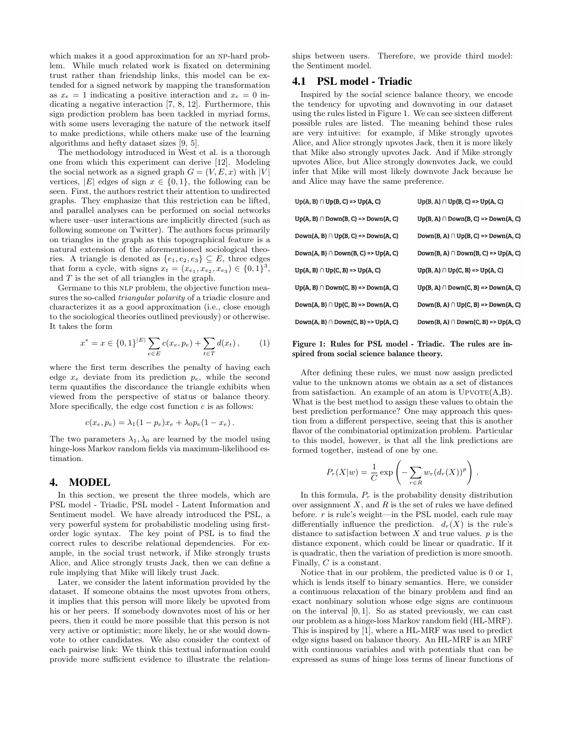which makes it a good approximation for an NP-hard problem. While much related work is fixated on determining trust rather than friendship links, this model can be extended for a signed network by mapping the transformation as $x_e = 1$ indicating a positive interaction and $x_e = 0$ indicating a negative interaction [7, 8, 12]. Furthermore, this sign prediction problem has been tackled in myriad forms, with some users leveraging the nature of the network itself to make predictions, while others make use of the learning algorithms and hefty dataset sizes [9, 5].

The methodology introduced in West et al. is a thorough one from which this experiment can derive [12]. Modeling the social network as a signed graph $G = (V, E, x)$ with $|V|$ vertices, $|E|$ edges of sign $x \in \{0, 1\}$, the following can be seen. First, the authors restrict their attention to undirected graphs. They emphasize that this restriction can be lifted, and parallel analyses can be performed on social networks where user–user interactions are implicitly directed (such as following someone on Twitter). The authors focus primarily on triangles in the graph as this topographical feature is a natural extension of the aforementioned sociological theories. A triangle is denoted as $\{e_1, e_2, e_3\} \subseteq E$, three edges that form a cycle, with signs $x_t = (x_{e_1}, x_{e_2}, x_{e_3}) \in \{0, 1\}^3$, and $T$ is the set of all triangles in the graph.

Germane to this NLP problem, the objective function measures the so-called *triangular polarity* of a triadic closure and characterizes it as a good approximation (i.e., close enough to the sociological theories outlined previously) or otherwise. It takes the form

$$x^* = x \in \{0, 1\}^{|E|} \sum_{e \in E} c(x_e, p_e) + \sum_{t \in T} d(x_t) , \qquad (1)$$

where the first term describes the penalty of having each edge $x_e$ deviate from its prediction $p_e$, while the second term quantifies the discordance the triangle exhibits when viewed from the perspective of status or balance theory. More specifically, the edge cost function $c$ is as follows:

$$c(x_e, p_e) = \lambda_1(1 - p_e)x_e + \lambda_0 p_e(1 - x_e) .$$

The two parameters $\lambda_1, \lambda_0$ are learned by the model using hinge-loss Markov random fields via maximum-likelihood estimation.

## 4. MODEL

In this section, we present the three models, which are PSL model - Triadic, PSL model - Latent Information and Sentiment model. We have already introduced the PSL, a very powerful system for probabilistic modeling using first-order logic syntax. The key point of PSL is to find the correct rules to describe relational dependencies. For example, in the social trust network, if Mike strongly trusts Alice, and Alice strongly trusts Jack, then we can define a rule implying that Mike will likely trust Jack.

Later, we consider the latent information provided by the dataset. If someone obtains the most upvotes from others, it implies that this person will more likely be upvoted from his or her peers. If somebody downvotes most of his or her peers, then it could be more possible that this person is not very active or optimistic; more likely, he or she would downvote to other candidates. We also consider the context of each pairwise link: We think this textual information could provide more sufficient evidence to illustrate the relationships between users. Therefore, we provide third model: the Sentiment model.

### 4.1 PSL model - Triadic

Inspired by the social science balance theory, we encode the tendency for upvoting and downvoting in our dataset using the rules listed in Figure 1. We can see sixteen different possible rules are listed. The meaning behind these rules are very intuitive: for example, if Mike strongly upvotes Alice, and Alice strongly upvotes Jack, then it is more likely that Mike also strongly upvotes Jack. And if Mike strongly upvotes Alice, but Alice strongly downvotes Jack, we could infer that Mike will most likely downvote Jack because he and Alice may have the same preference.

| | |
|---|---|
| Up(A, B) ∩ Up(B, C) => Up(A, C) | Up(B, A) ∩ Up(B, C) => Up(A, C) |
| Up(A, B) ∩ Down(B, C) => Down(A, C) | Up(B, A) ∩ Down(B, C) => Down(A, C) |
| Down(A, B) ∩ Up(B, C) => Down(A, C) | Down(B, A) ∩ Up(B, C) => Down(A, C) |
| Down(A, B) ∩ Down(B, C) => Up(A, C) | Down(B, A) ∩ Down(B, C) => Up(A, C) |
| Up(A, B) ∩ Up(C, B) => Up(A, C) | Up(B, A) ∩ Up(C, B) => Up(A, C) |
| Up(A, B) ∩ Down(C, B) => Down(A, C) | Up(B, A) ∩ Down(C, B) => Down(A, C) |
| Down(A, B) ∩ Up(C, B) => Down(A, C) | Down(B, A) ∩ Up(C, B) => Down(A, C) |
| Down(A, B) ∩ Down(C, B) => Up(A, C) | Down(B, A) ∩ Down(C, B) => Up(A, C) |

**Figure 1: Rules for PSL model - Triadic. The rules are inspired from social science balance theory.**

After defining these rules, we must now assign predicted value to the unknown atoms we obtain as a set of distances from satisfaction. An example of an atom is UPVOTE(A,B). What is the best method to assign these values to obtain the best prediction performance? One may approach this question from a different perspective, seeing that this is another flavor of the combinatorial optimization problem. Particular to this model, however, is that all the link predictions are formed together, instead of one by one.

$$P_r(X|w) = \frac{1}{C} \exp\left( - \sum_{r \in R} w_r(d_r(X))^p \right) .$$

In this formula, $P_r$ is the probability density distribution over assignment $X$, and $R$ is the set of rules we have defined before. $r$ is rule's weight—in the PSL model, each rule may differentially influence the prediction. $d_r(X)$ is the rule's distance to satisfaction between $X$ and true values. $p$ is the distance exponent, which could be linear or quadratic. If it is quadratic, then the variation of prediction is more smooth. Finally, $C$ is a constant.

Notice that in our problem, the predicted value is 0 or 1, which is lends itself to binary semantics. Here, we consider a continuous relaxation of the binary problem and find an exact nonbinary solution whose edge signs are continuous on the interval $[0, 1]$. So as stated previously, we can cast our problem as a hinge-loss Markov random field (HL-MRF). This is inspired by [1], where a HL-MRF was used to predict edge signs based on balance theory. An HL-MRF is an MRF with continuous variables and with potentials that can be expressed as sums of hinge loss terms of linear functions of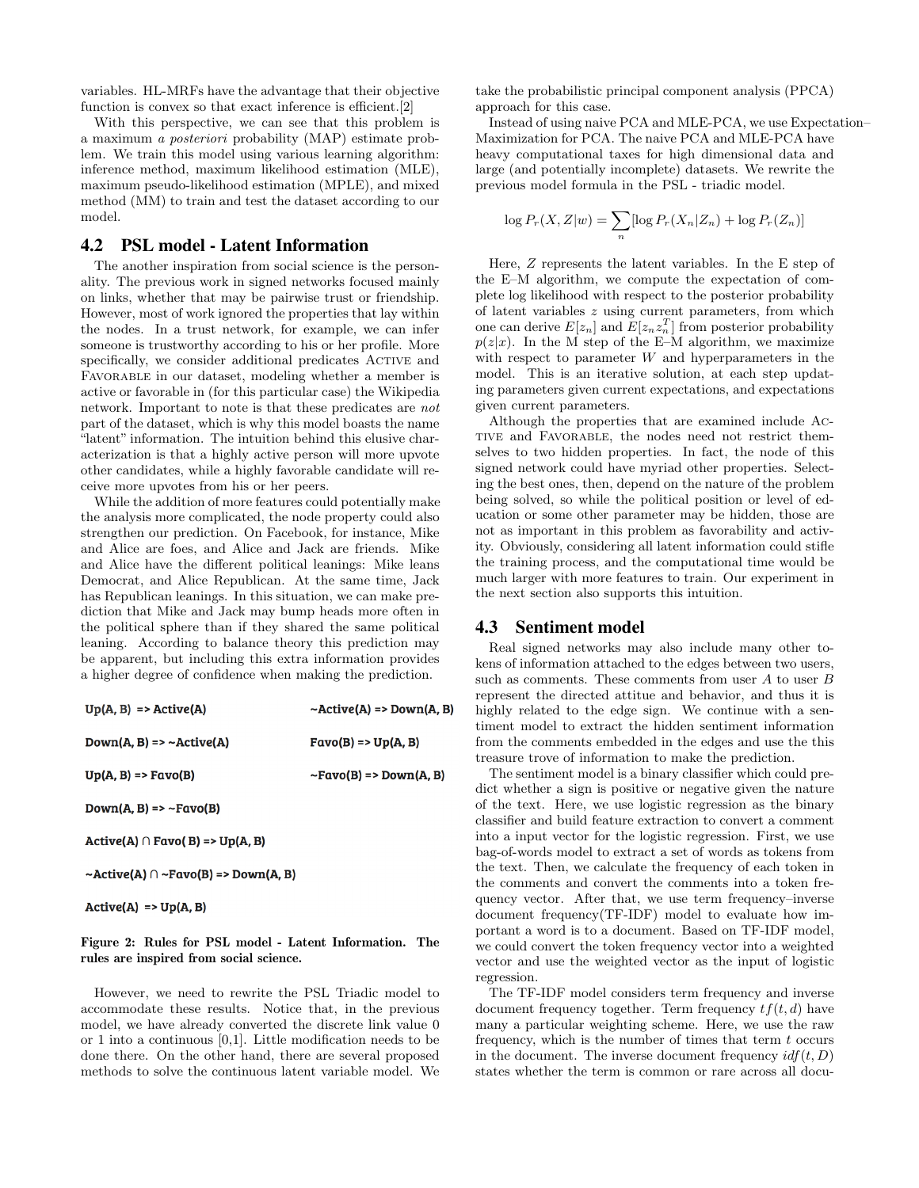variables. HL-MRFs have the advantage that their objective function is convex so that exact inference is efficient.[2]

With this perspective, we can see that this problem is a maximum *a posteriori* probability (MAP) estimate problem. We train this model using various learning algorithm: inference method, maximum likelihood estimation (MLE), maximum pseudo-likelihood estimation (MPLE), and mixed method (MM) to train and test the dataset according to our model.

## 4.2 PSL model - Latent Information

The another inspiration from social science is the personality. The previous work in signed networks focused mainly on links, whether that may be pairwise trust or friendship. However, most of work ignored the properties that lay within the nodes. In a trust network, for example, we can infer someone is trustworthy according to his or her profile. More specifically, we consider additional predicates ACTIVE and FAVORABLE in our dataset, modeling whether a member is active or favorable in (for this particular case) the Wikipedia network. Important to note is that these predicates are *not* part of the dataset, which is why this model boasts the name "latent" information. The intuition behind this elusive characterization is that a highly active person will more upvote other candidates, while a highly favorable candidate will receive more upvotes from his or her peers.

While the addition of more features could potentially make the analysis more complicated, the node property could also strengthen our prediction. On Facebook, for instance, Mike and Alice are foes, and Alice and Jack are friends. Mike and Alice have the different political leanings: Mike leans Democrat, and Alice Republican. At the same time, Jack has Republican leanings. In this situation, we can make prediction that Mike and Jack may bump heads more often in the political sphere than if they shared the same political leaning. According to balance theory this prediction may be apparent, but including this extra information provides a higher degree of confidence when making the prediction.

**Up(A, B) => Active(A)**

**Down(A, B) => ~Active(A)**

**Up(A, B) => Favo(B)**

**Down(A, B) => ~Favo(B)**

**Active(A) ∩ Favo( B) => Up(A, B)**

**~Active(A) ∩ ~Favo(B) => Down(A, B)**

**Active(A) => Up(A, B)**

**~Active(A) => Down(A, B)**

**Favo(B) => Up(A, B)**

**~Favo(B) => Down(A, B)**

**Figure 2: Rules for PSL model - Latent Information. The rules are inspired from social science.**

However, we need to rewrite the PSL Triadic model to accommodate these results. Notice that, in the previous model, we have already converted the discrete link value 0 or 1 into a continuous [0,1]. Little modification needs to be done there. On the other hand, there are several proposed methods to solve the continuous latent variable model. We take the probabilistic principal component analysis (PPCA) approach for this case.

Instead of using naive PCA and MLE-PCA, we use Expectation–Maximization for PCA. The naive PCA and MLE-PCA have heavy computational taxes for high dimensional data and large (and potentially incomplete) datasets. We rewrite the previous model formula in the PSL - triadic model.

$$\log P_r(X, Z|w) = \sum_n [\log P_r(X_n|Z_n) + \log P_r(Z_n)]$$

Here, $Z$ represents the latent variables. In the E step of the E–M algorithm, we compute the expectation of complete log likelihood with respect to the posterior probability of latent variables $z$ using current parameters, from which one can derive $E[z_n]$ and $E[z_n z_n^T]$ from posterior probability $p(z|x)$. In the M step of the E–M algorithm, we maximize with respect to parameter $W$ and hyperparameters in the model. This is an iterative solution, at each step updating parameters given current expectations, and expectations given current parameters.

Although the properties that are examined include ACTIVE and FAVORABLE, the nodes need not restrict themselves to two hidden properties. In fact, the node of this signed network could have myriad other properties. Selecting the best ones, then, depend on the nature of the problem being solved, so while the political position or level of education or some other parameter may be hidden, those are not as important in this problem as favorability and activity. Obviously, considering all latent information could stifle the training process, and the computational time would be much larger with more features to train. Our experiment in the next section also supports this intuition.

## 4.3 Sentiment model

Real signed networks may also include many other tokens of information attached to the edges between two users, such as comments. These comments from user $A$ to user $B$ represent the directed attitue and behavior, and thus it is highly related to the edge sign. We continue with a sentiment model to extract the hidden sentiment information from the comments embedded in the edges and use the this treasure trove of information to make the prediction.

The sentiment model is a binary classifier which could predict whether a sign is positive or negative given the nature of the text. Here, we use logistic regression as the binary classifier and build feature extraction to convert a comment into a input vector for the logistic regression. First, we use bag-of-words model to extract a set of words as tokens from the text. Then, we calculate the frequency of each token in the comments and convert the comments into a token frequency vector. After that, we use term frequency–inverse document frequency(TF-IDF) model to evaluate how important a word is to a document. Based on TF-IDF model, we could convert the token frequency vector into a weighted vector and use the weighted vector as the input of logistic regression.

The TF-IDF model considers term frequency and inverse document frequency together. Term frequency $tf(t, d)$ have many a particular weighting scheme. Here, we use the raw frequency, which is the number of times that term $t$ occurs in the document. The inverse document frequency $idf(t, D)$ states whether the term is common or rare across all docu-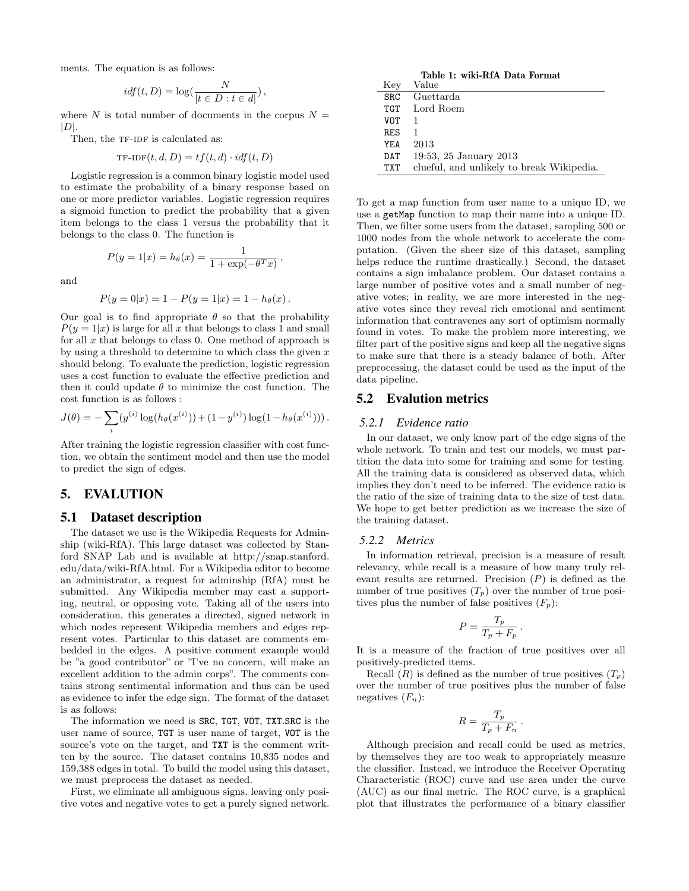ments. The equation is as follows:

$$idf(t, D) = \log(\frac{N}{|t \in D : t \in d|}),$$

where $N$ is total number of documents in the corpus $N = |D|$.

Then, the TF-IDF is calculated as:

$$\text{TF-IDF}(t, d, D) = tf(t, d) \cdot idf(t, D)$$

Logistic regression is a common binary logistic model used to estimate the probability of a binary response based on one or more predictor variables. Logistic regression requires a sigmoid function to predict the probability that a given item belongs to the class 1 versus the probability that it belongs to the class 0. The function is

$$P(y = 1|x) = h_\theta(x) = \frac{1}{1 + \exp(-\theta^T x)},$$

and

$$P(y = 0|x) = 1 - P(y = 1|x) = 1 - h_\theta(x).$$

Our goal is to find appropriate $\theta$ so that the probability $P(y = 1|x)$ is large for all $x$ that belongs to class 1 and small for all $x$ that belongs to class 0. One method of approach is by using a threshold to determine to which class the given $x$ should belong. To evaluate the prediction, logistic regression uses a cost function to evaluate the effective prediction and then it could update $\theta$ to minimize the cost function. The cost function is as follows :

$$J(\theta) = -\sum_i (y^{(i)} \log(h_\theta(x^{(i)})) + (1 - y^{(i)}) \log(1 - h_\theta(x^{(i)}))).$$

After training the logistic regression classifier with cost function, we obtain the sentiment model and then use the model to predict the sign of edges.

# 5. EVALUTION

## 5.1 Dataset description

The dataset we use is the Wikipedia Requests for Adminship (wiki-RfA). This large dataset was collected by Stanford SNAP Lab and is available at http://snap.stanford.edu/data/wiki-RfA.html. For a Wikipedia editor to become an administrator, a request for adminship (RfA) must be submitted. Any Wikipedia member may cast a supporting, neutral, or opposing vote. Taking all of the users into consideration, this generates a directed, signed network in which nodes represent Wikipedia members and edges represent votes. Particular to this dataset are comments embedded in the edges. A positive comment example would be "a good contributor" or "I've no concern, will make an excellent addition to the admin corps". The comments contains strong sentimental information and thus can be used as evidence to infer the edge sign. The format of the dataset is as follows:

The information we need is `SRC`, `TGT`, `VOT`, `TXT`.`SRC` is the user name of source, `TGT` is user name of target, `VOT` is the source's vote on the target, and `TXT` is the comment written by the source. The dataset contains 10,835 nodes and 159,388 edges in total. To build the model using this dataset, we must preprocess the dataset as needed.

First, we eliminate all ambiguous signs, leaving only positive votes and negative votes to get a purely signed network.

**Table 1: wiki-RfA Data Format**

| Key | Value |
|---|---|
| `SRC` | Guettarda |
| `TGT` | Lord Roem |
| `VOT` | 1 |
| `RES` | 1 |
| `YEA` | 2013 |
| `DAT` | 19:53, 25 January 2013 |
| `TXT` | clueful, and unlikely to break Wikipedia. |

To get a map function from user name to a unique ID, we use a `getMap` function to map their name into a unique ID. Then, we filter some users from the dataset, sampling 500 or 1000 nodes from the whole network to accelerate the computation. (Given the sheer size of this dataset, sampling helps reduce the runtime drastically.) Second, the dataset contains a sign imbalance problem. Our dataset contains a large number of positive votes and a small number of negative votes; in reality, we are more interested in the negative votes since they reveal rich emotional and sentiment information that contravenes any sort of optimism normally found in votes. To make the problem more interesting, we filter part of the positive signs and keep all the negative signs to make sure that there is a steady balance of both. After preprocessing, the dataset could be used as the input of the data pipeline.

## 5.2 Evalution metrics

### 5.2.1 Evidence ratio

In our dataset, we only know part of the edge signs of the whole network. To train and test our models, we must partition the data into some for training and some for testing. All the training data is considered as observed data, which implies they don't need to be inferred. The evidence ratio is the ratio of the size of training data to the size of test data. We hope to get better prediction as we increase the size of the training dataset.

### 5.2.2 Metrics

In information retrieval, precision is a measure of result relevancy, while recall is a measure of how many truly relevant results are returned. Precision ($P$) is defined as the number of true positives ($T_p$) over the number of true positives plus the number of false positives ($F_p$):

$$P = \frac{T_p}{T_p + F_p}.$$

It is a measure of the fraction of true positives over all positively-predicted items.

Recall ($R$) is defined as the number of true positives ($T_p$) over the number of true positives plus the number of false negatives ($F_n$):

$$R = \frac{T_p}{T_p + F_n}.$$

Although precision and recall could be used as metrics, by themselves they are too weak to appropriately measure the classifier. Instead, we introduce the Receiver Operating Characteristic (ROC) curve and use area under the curve (AUC) as our final metric. The ROC curve, is a graphical plot that illustrates the performance of a binary classifier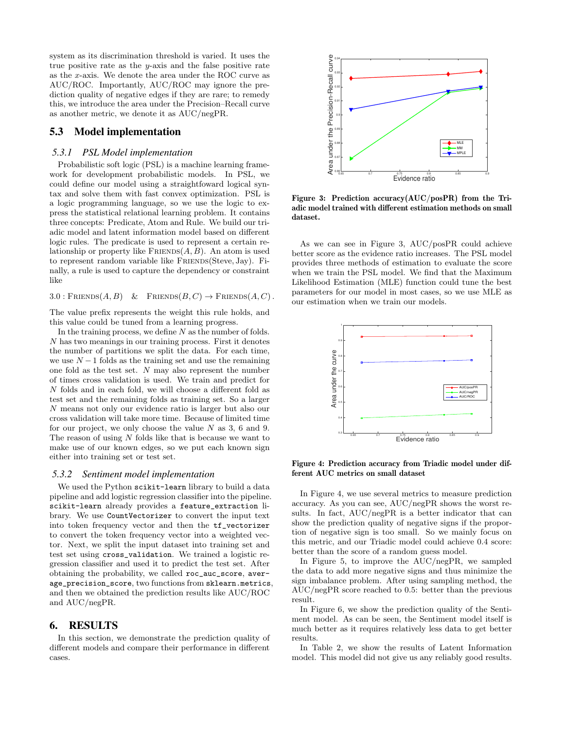system as its discrimination threshold is varied. It uses the true positive rate as the $y$-axis and the false positive rate as the $x$-axis. We denote the area under the ROC curve as AUC/ROC. Importantly, AUC/ROC may ignore the prediction quality of negative edges if they are rare; to remedy this, we introduce the area under the Precision–Recall curve as another metric, we denote it as AUC/negPR.

## 5.3 Model implementation

### 5.3.1 *PSL Model implementation*

Probabilistic soft logic (PSL) is a machine learning framework for development probabilistic models. In PSL, we could define our model using a straightfoward logical syntax and solve them with fast convex optimization. PSL is a logic programming language, so we use the logic to express the statistical relational learning problem. It contains three concepts: Predicate, Atom and Rule. We build our triadic model and latent information model based on different logic rules. The predicate is used to represent a certain relationship or property like $\text{Friends}(A, B)$. An atom is used to represent random variable like $\text{Friends}(\text{Steve}, \text{Jay})$. Finally, a rule is used to capture the dependency or constraint like

$$3.0 : \text{Friends}(A, B) \quad \& \quad \text{Friends}(B, C) \rightarrow \text{Friends}(A, C)\,.$$

The value prefix represents the weight this rule holds, and this value could be tuned from a learning progress.

In the training process, we define $N$ as the number of folds. $N$ has two meanings in our training process. First it denotes the number of partitions we split the data. For each time, we use $N-1$ folds as the training set and use the remaining one fold as the test set. $N$ may also represent the number of times cross validation is used. We train and predict for $N$ folds and in each fold, we will choose a different fold as test set and the remaining folds as training set. So a larger $N$ means not only our evidence ratio is larger but also our cross validation will take more time. Because of limited time for our project, we only choose the value $N$ as 3, 6 and 9. The reason of using $N$ folds like that is because we want to make use of our known edges, so we put each known sign either into training set or test set.

### 5.3.2 *Sentiment model implementation*

We used the Python `scikit-learn` library to build a data pipeline and add logistic regression classifier into the pipeline. `scikit-learn` already provides a `feature_extraction` library. We use `CountVectorizer` to convert the input text into token frequency vector and then the `tf_vectorizer` to convert the token frequency vector into a weighted vector. Next, we split the input dataset into training set and test set using `cross_validation`. We trained a logistic regression classifier and used it to predict the test set. After obtaining the probability, we called `roc_auc_score`, `average_precision_score`, two functions from `sklearn.metrics`, and then we obtained the prediction results like AUC/ROC and AUC/negPR.

# 6. RESULTS

In this section, we demonstrate the prediction quality of different models and compare their performance in different cases.

**Figure 3: Prediction accuracy(AUC/posPR) from the Triadic model trained with different estimation methods on small dataset.**

As we can see in Figure 3, AUC/posPR could achieve better score as the evidence ratio increases. The PSL model provides three methods of estimation to evaluate the score when we train the PSL model. We find that the Maximum Likelihood Estimation (MLE) function could tune the best parameters for our model in most cases, so we use MLE as our estimation when we train our models.

**Figure 4: Prediction accuracy from Triadic model under different AUC metrics on small dataset**

In Figure 4, we use several metrics to measure prediction accuracy. As you can see, AUC/negPR shows the worst results. In fact, AUC/negPR is a better indicator that can show the prediction quality of negative signs if the proportion of negative sign is too small. So we mainly focus on this metric, and our Triadic model could achieve 0.4 score: better than the score of a random guess model.

In Figure 5, to improve the AUC/negPR, we sampled the data to add more negative signs and thus minimize the sign imbalance problem. After using sampling method, the AUC/negPR score reached to 0.5: better than the previous result.

In Figure 6, we show the prediction quality of the Sentiment model. As can be seen, the Sentiment model itself is much better as it requires relatively less data to get better results.

In Table 2, we show the results of Latent Information model. This model did not give us any reliably good results.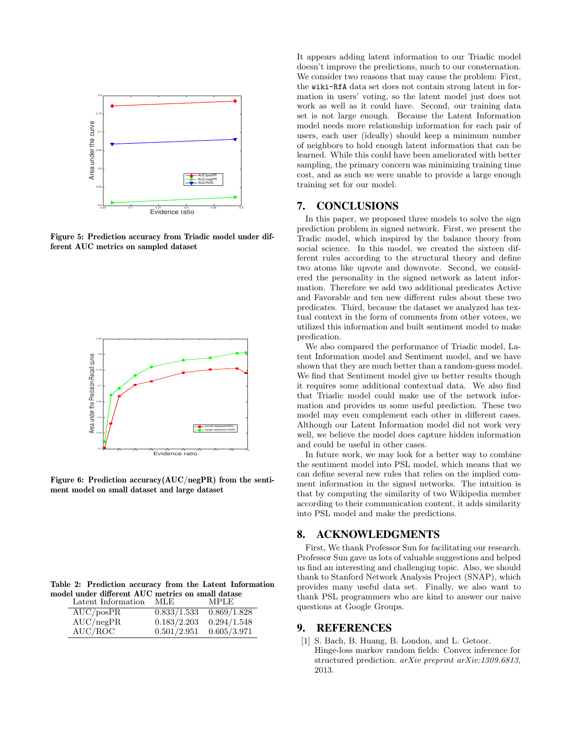Figure 5: Prediction accuracy from Triadic model under different AUC metrics on sampled dataset

Figure 6: Prediction accuracy(AUC/negPR) from the sentiment model on small dataset and large dataset

Table 2: Prediction accuracy from the Latent Information model under different AUC metrics on small datase

| Latent Information | MLE | MPLE |
|---|---|---|
| AUC/posPR | 0.833/1.533 | 0.869/1.828 |
| AUC/negPR | 0.183/2.203 | 0.294/1.548 |
| AUC/ROC | 0.501/2.951 | 0.605/3.971 |

It appears adding latent information to our Triadic model doesn't improve the predictions, much to our consternation. We consider two reasons that may cause the problem: First, the `wiki-RfA` data set does not contain strong latent in formation in users' voting, so the latent model just does not work as well as it could have. Second, our training data set is not large enough. Because the Latent Information model needs more relationship information for each pair of users, each user (ideally) should keep a minimum number of neighbors to hold enough latent information that can be learned. While this could have been ameliorated with better sampling, the primary concern was minimizing training time cost, and as such we were unable to provide a large enough training set for our model.

## 7. CONCLUSIONS

In this paper, we proposed three models to solve the sign prediction problem in signed network. First, we present the Tradic model, which inspired by the balance theory from social science. In this model, we created the sixteen different rules according to the structural theory and define two atoms like upvote and downvote. Second, we considered the personality in the signed network as latent information. Therefore we add two additional predicates Active and Favorable and ten new different rules about these two predicates. Third, because the dataset we analyzed has textual context in the form of comments from other votees, we utilized this information and built sentiment model to make predication.

We also compared the performance of Triadic model, Latent Information model and Sentiment model, and we have shown that they are much better than a random-guess model. We find that Sentiment model give us better results though it requires some additional contextual data. We also find that Triadic model could make use of the network information and provides us some useful prediction. These two model may even complement each other in different cases. Although our Latent Information model did not work very well, we believe the model does capture hidden information and could be useful in other cases.

In future work, we may look for a better way to combine the sentiment model into PSL model, which means that we can define several new rules that relies on the implied comment information in the signed networks. The intuition is that by computing the similarity of two Wikipedia member according to their communication content, it adds similarity into PSL model and make the predictions.

## 8. ACKNOWLEDGMENTS

First, We thank Professor Sun for facilitating our research. Professor Sun gave us lots of valuable suggestions and helped us find an interesting and challenging topic. Also, we should thank to Stanford Network Analysis Project (SNAP), which provides many useful data set. Finally, we also want to thank PSL programmers who are kind to answer our naive questions at Google Groups.

## 9. REFERENCES

[1] S. Bach, B. Huang, B. London, and L. Getoor. Hinge-loss markov random fields: Convex inference for structured prediction. *arXiv preprint arXiv:1309.6813*, 2013.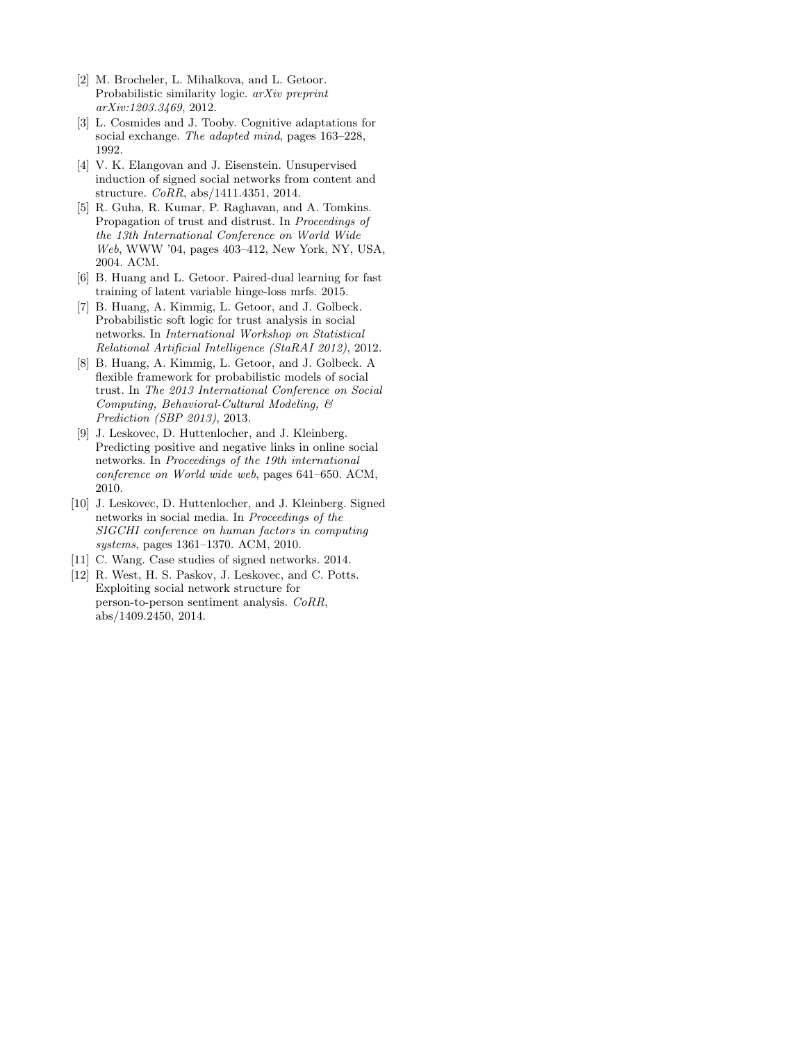[2] M. Brocheler, L. Mihalkova, and L. Getoor. Probabilistic similarity logic. *arXiv preprint arXiv:1203.3469*, 2012.

[3] L. Cosmides and J. Tooby. Cognitive adaptations for social exchange. *The adapted mind*, pages 163–228, 1992.

[4] V. K. Elangovan and J. Eisenstein. Unsupervised induction of signed social networks from content and structure. *CoRR*, abs/1411.4351, 2014.

[5] R. Guha, R. Kumar, P. Raghavan, and A. Tomkins. Propagation of trust and distrust. In *Proceedings of the 13th International Conference on World Wide Web*, WWW '04, pages 403–412, New York, NY, USA, 2004. ACM.

[6] B. Huang and L. Getoor. Paired-dual learning for fast training of latent variable hinge-loss mrfs. 2015.

[7] B. Huang, A. Kimmig, L. Getoor, and J. Golbeck. Probabilistic soft logic for trust analysis in social networks. In *International Workshop on Statistical Relational Artificial Intelligence (StaRAI 2012)*, 2012.

[8] B. Huang, A. Kimmig, L. Getoor, and J. Golbeck. A flexible framework for probabilistic models of social trust. In *The 2013 International Conference on Social Computing, Behavioral-Cultural Modeling, & Prediction (SBP 2013)*, 2013.

[9] J. Leskovec, D. Huttenlocher, and J. Kleinberg. Predicting positive and negative links in online social networks. In *Proceedings of the 19th international conference on World wide web*, pages 641–650. ACM, 2010.

[10] J. Leskovec, D. Huttenlocher, and J. Kleinberg. Signed networks in social media. In *Proceedings of the SIGCHI conference on human factors in computing systems*, pages 1361–1370. ACM, 2010.

[11] C. Wang. Case studies of signed networks. 2014.

[12] R. West, H. S. Paskov, J. Leskovec, and C. Potts. Exploiting social network structure for person-to-person sentiment analysis. *CoRR*, abs/1409.2450, 2014.